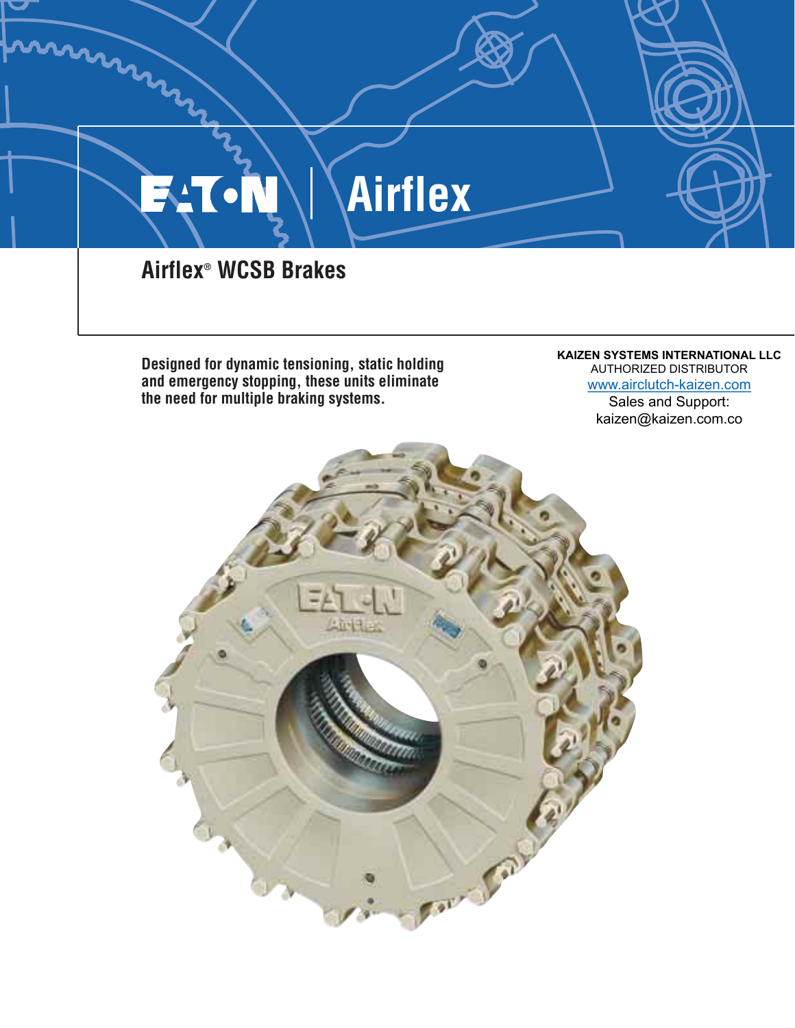EATON | Airflex

# Airflex® WCSB Brakes

**Designed for dynamic tensioning, static holding and emergency stopping, these units eliminate the need for multiple braking systems.**

**KAIZEN SYSTEMS INTERNATIONAL LLC**
AUTHORIZED DISTRIBUTOR
www.airclutch-kaizen.com
Sales and Support:
kaizen@kaizen.com.co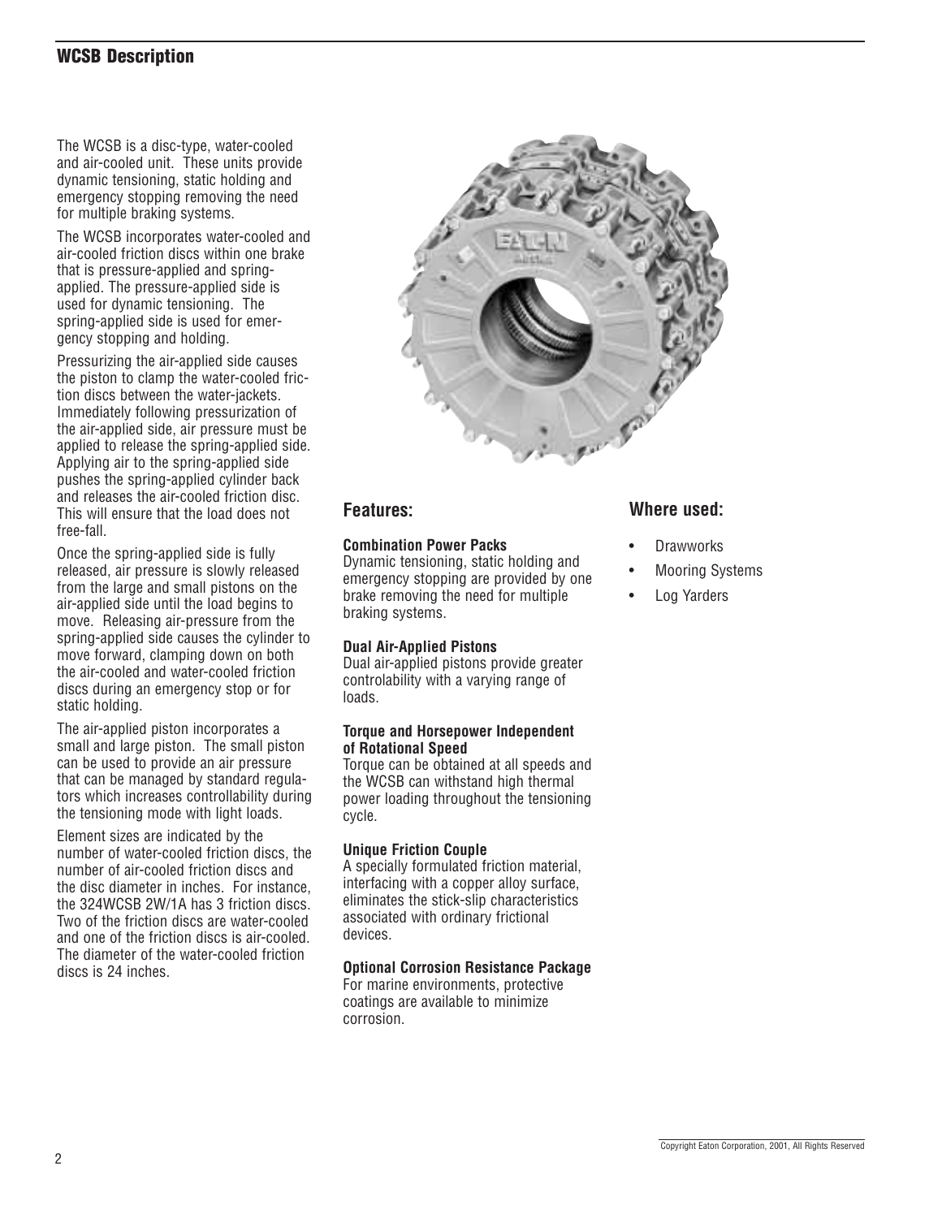## WCSB Description

The WCSB is a disc-type, water-cooled and air-cooled unit. These units provide dynamic tensioning, static holding and emergency stopping removing the need for multiple braking systems.

The WCSB incorporates water-cooled and air-cooled friction discs within one brake that is pressure-applied and spring-applied. The pressure-applied side is used for dynamic tensioning. The spring-applied side is used for emergency stopping and holding.

Pressurizing the air-applied side causes the piston to clamp the water-cooled friction discs between the water-jackets. Immediately following pressurization of the air-applied side, air pressure must be applied to release the spring-applied side. Applying air to the spring-applied side pushes the spring-applied cylinder back and releases the air-cooled friction disc. This will ensure that the load does not free-fall.

Once the spring-applied side is fully released, air pressure is slowly released from the large and small pistons on the air-applied side until the load begins to move. Releasing air-pressure from the spring-applied side causes the cylinder to move forward, clamping down on both the air-cooled and water-cooled friction discs during an emergency stop or for static holding.

The air-applied piston incorporates a small and large piston. The small piston can be used to provide an air pressure that can be managed by standard regulators which increases controllability during the tensioning mode with light loads.

Element sizes are indicated by the number of water-cooled friction discs, the number of air-cooled friction discs and the disc diameter in inches. For instance, the 324WCSB 2W/1A has 3 friction discs. Two of the friction discs are water-cooled and one of the friction discs is air-cooled. The diameter of the water-cooled friction discs is 24 inches.

### Features:

**Combination Power Packs**
Dynamic tensioning, static holding and emergency stopping are provided by one brake removing the need for multiple braking systems.

**Dual Air-Applied Pistons**
Dual air-applied pistons provide greater controlability with a varying range of loads.

**Torque and Horsepower Independent of Rotational Speed**
Torque can be obtained at all speeds and the WCSB can withstand high thermal power loading throughout the tensioning cycle.

**Unique Friction Couple**
A specially formulated friction material, interfacing with a copper alloy surface, eliminates the stick-slip characteristics associated with ordinary frictional devices.

**Optional Corrosion Resistance Package**
For marine environments, protective coatings are available to minimize corrosion.

### Where used:

- Drawworks
- Mooring Systems
- Log Yarders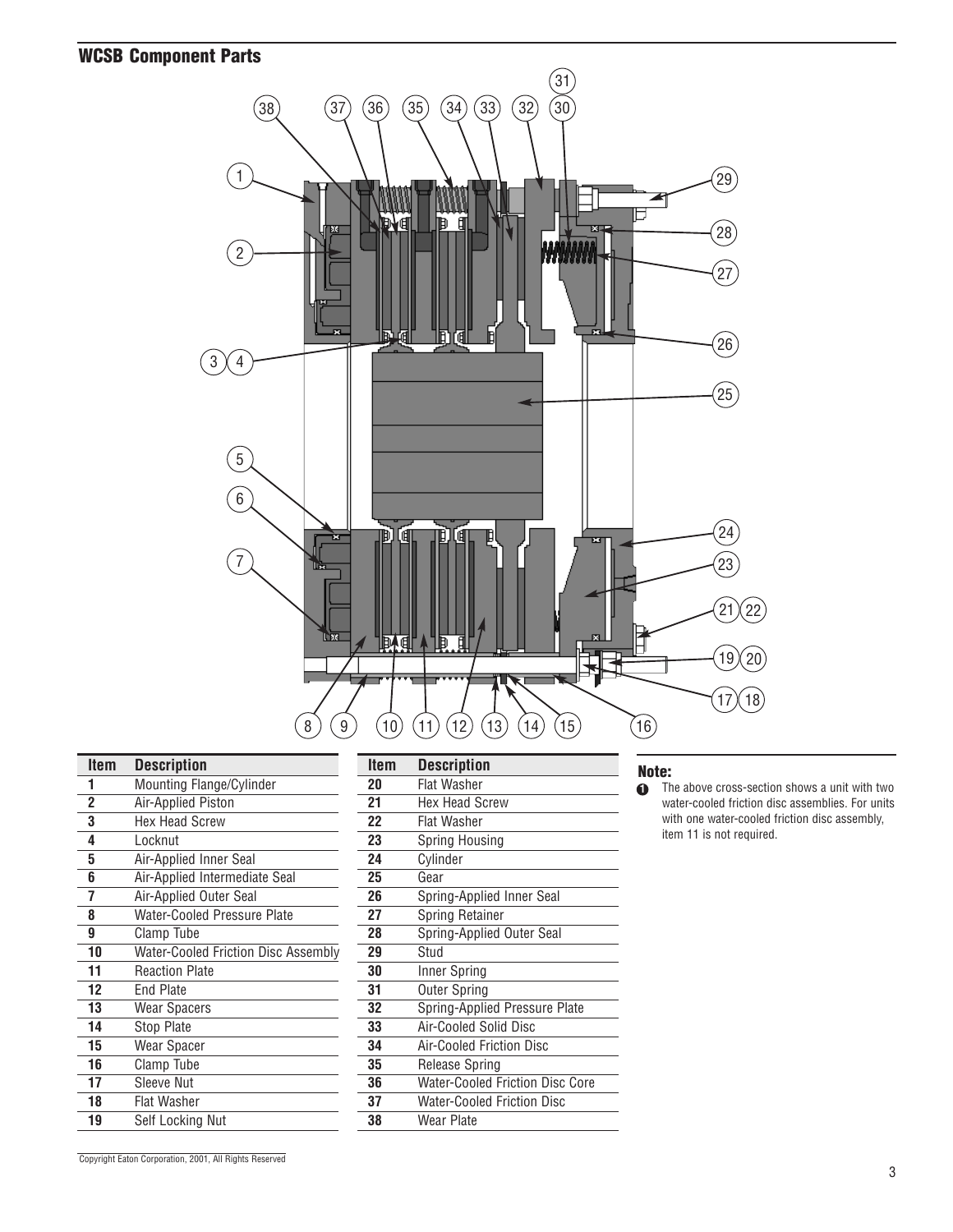## WCSB Component Parts

| Item | Description |
|---|---|
| 1 | Mounting Flange/Cylinder |
| 2 | Air-Applied Piston |
| 3 | Hex Head Screw |
| 4 | Locknut |
| 5 | Air-Applied Inner Seal |
| 6 | Air-Applied Intermediate Seal |
| 7 | Air-Applied Outer Seal |
| 8 | Water-Cooled Pressure Plate |
| 9 | Clamp Tube |
| 10 | Water-Cooled Friction Disc Assembly |
| 11 | Reaction Plate |
| 12 | End Plate |
| 13 | Wear Spacers |
| 14 | Stop Plate |
| 15 | Wear Spacer |
| 16 | Clamp Tube |
| 17 | Sleeve Nut |
| 18 | Flat Washer |
| 19 | Self Locking Nut |
| 20 | Flat Washer |
| 21 | Hex Head Screw |
| 22 | Flat Washer |
| 23 | Spring Housing |
| 24 | Cylinder |
| 25 | Gear |
| 26 | Spring-Applied Inner Seal |
| 27 | Spring Retainer |
| 28 | Spring-Applied Outer Seal |
| 29 | Stud |
| 30 | Inner Spring |
| 31 | Outer Spring |
| 32 | Spring-Applied Pressure Plate |
| 33 | Air-Cooled Solid Disc |
| 34 | Air-Cooled Friction Disc |
| 35 | Release Spring |
| 36 | Water-Cooled Friction Disc Core |
| 37 | Water-Cooled Friction Disc |
| 38 | Wear Plate |

**Note:**

1. The above cross-section shows a unit with two water-cooled friction disc assemblies. For units with one water-cooled friction disc assembly, item 11 is not required.

Copyright Eaton Corporation, 2001, All Rights Reserved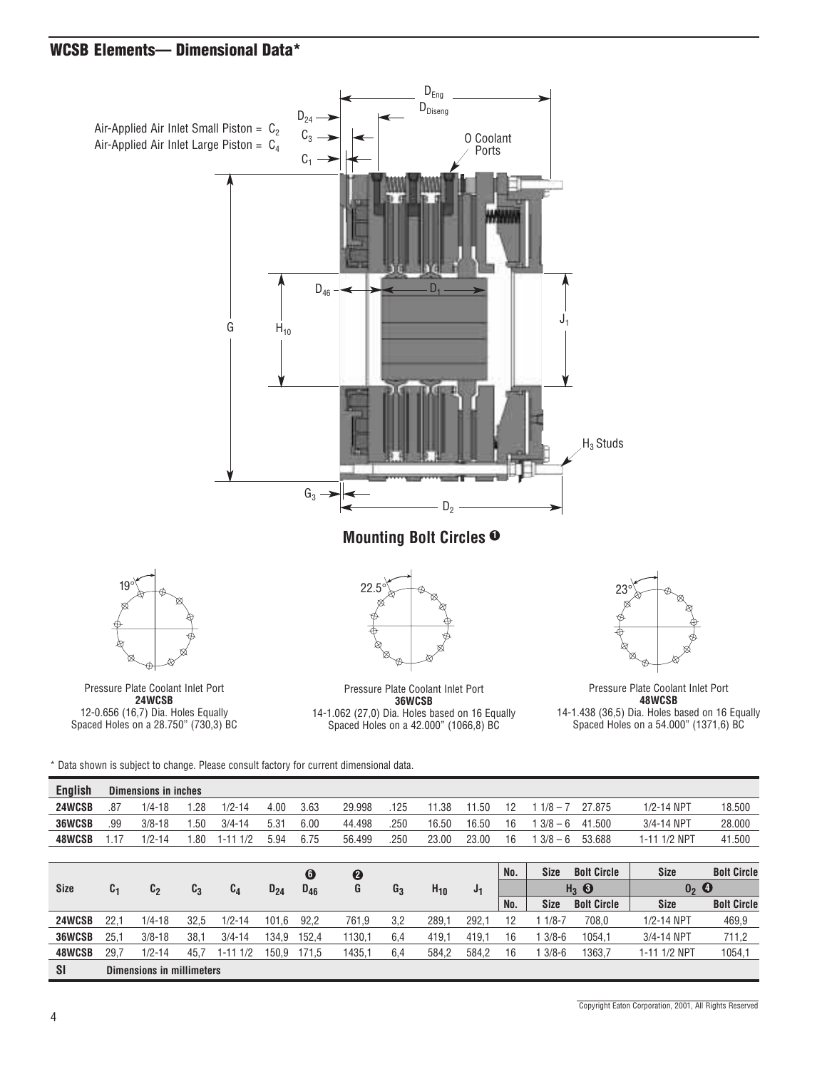## WCSB Elements— Dimensional Data*

Air-Applied Air Inlet Small Piston = $C_2$
Air-Applied Air Inlet Large Piston = $C_4$

### Mounting Bolt Circles ❶

Pressure Plate Coolant Inlet Port
**24WCSB**
12-0.656 (16,7) Dia. Holes Equally Spaced Holes on a 28.750" (730,3) BC

Pressure Plate Coolant Inlet Port
**36WCSB**
14-1.062 (27,0) Dia. Holes based on 16 Equally Spaced Holes on a 42.000" (1066,8) BC

Pressure Plate Coolant Inlet Port
**48WCSB**
14-1.438 (36,5) Dia. Holes based on 16 Equally Spaced Holes on a 54.000" (1371,6) BC

* Data shown is subject to change. Please consult factory for current dimensional data.

| Size | $C_1$ | $C_2$ | $C_3$ | $C_4$ | $D_{24}$ | $D_{46}$ ❻ | G ❷ | $G_3$ | $H_{10}$ | $J_1$ | $H_3$ ❸ No. | $H_3$ ❸ Size | $H_3$ ❸ Bolt Circle | $O_2$ ❹ Size | $O_2$ ❹ Bolt Circle |
|---|---|---|---|---|---|---|---|---|---|---|---|---|---|---|---|
| **English** | **Dimensions in inches** | | | | | | | | | | | | | | |
| **24WCSB** | .87 | 1/4-18 | 1.28 | 1/2-14 | 4.00 | 3.63 | 29.998 | .125 | 11.38 | 11.50 | 12 | 1 1/8 – 7 | 27.875 | 1/2-14 NPT | 18.500 |
| **36WCSB** | .99 | 3/8-18 | 1.50 | 3/4-14 | 5.31 | 6.00 | 44.498 | .250 | 16.50 | 16.50 | 16 | 1 3/8 – 6 | 41.500 | 3/4-14 NPT | 28.000 |
| **48WCSB** | 1.17 | 1/2-14 | 1.80 | 1-11 1/2 | 5.94 | 6.75 | 56.499 | .250 | 23.00 | 23.00 | 16 | 1 3/8 – 6 | 53.688 | 1-11 1/2 NPT | 41.500 |
| **SI** | **Dimensions in millimeters** | | | | | | | | | | | | | | |
| **24WCSB** | 22,1 | 1/4-18 | 32,5 | 1/2-14 | 101,6 | 92,2 | 761,9 | 3,2 | 289,1 | 292,1 | 12 | 1 1/8-7 | 708,0 | 1/2-14 NPT | 469,9 |
| **36WCSB** | 25,1 | 3/8-18 | 38,1 | 3/4-14 | 134,9 | 152,4 | 1130,1 | 6,4 | 419,1 | 419,1 | 16 | 1 3/8-6 | 1054,1 | 3/4-14 NPT | 711,2 |
| **48WCSB** | 29,7 | 1/2-14 | 45,7 | 1-11 1/2 | 150,9 | 171,5 | 1435,1 | 6,4 | 584,2 | 584,2 | 16 | 1 3/8-6 | 1363,7 | 1-11 1/2 NPT | 1054,1 |

Copyright Eaton Corporation, 2001, All Rights Reserved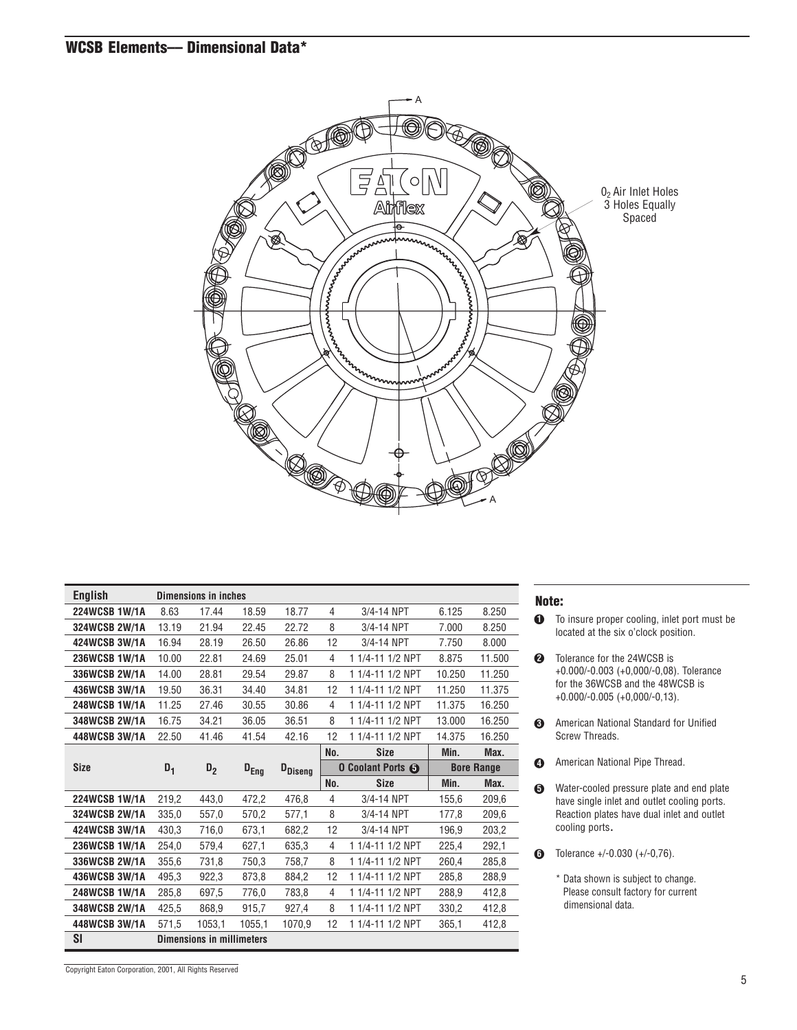## WCSB Elements— Dimensional Data*

$0_2$ Air Inlet Holes 3 Holes Equally Spaced

| English | Dimensions in inches | | | | | | | |
|---|---|---|---|---|---|---|---|---|
| 224WCSB 1W/1A | 8.63 | 17.44 | 18.59 | 18.77 | 4 | 3/4-14 NPT | 6.125 | 8.250 |
| 324WCSB 2W/1A | 13.19 | 21.94 | 22.45 | 22.72 | 8 | 3/4-14 NPT | 7.000 | 8.250 |
| 424WCSB 3W/1A | 16.94 | 28.19 | 26.50 | 26.86 | 12 | 3/4-14 NPT | 7.750 | 8.000 |
| 236WCSB 1W/1A | 10.00 | 22.81 | 24.69 | 25.01 | 4 | 1 1/4-11 1/2 NPT | 8.875 | 11.500 |
| 336WCSB 2W/1A | 14.00 | 28.81 | 29.54 | 29.87 | 8 | 1 1/4-11 1/2 NPT | 10.250 | 11.250 |
| 436WCSB 3W/1A | 19.50 | 36.31 | 34.40 | 34.81 | 12 | 1 1/4-11 1/2 NPT | 11.250 | 11.375 |
| 248WCSB 1W/1A | 11.25 | 27.46 | 30.55 | 30.86 | 4 | 1 1/4-11 1/2 NPT | 11.375 | 16.250 |
| 348WCSB 2W/1A | 16.75 | 34.21 | 36.05 | 36.51 | 8 | 1 1/4-11 1/2 NPT | 13.000 | 16.250 |
| 448WCSB 3W/1A | 22.50 | 41.46 | 41.54 | 42.16 | 12 | 1 1/4-11 1/2 NPT | 14.375 | 16.250 |
| | | | | | No. | Size | Min. | Max. |
| Size | $D_1$ | $D_2$ | $D_{Eng}$ | $D_{Diseng}$ | 0 Coolant Ports ❺ | | Bore Range | |
| | | | | | No. | Size | Min. | Max. |
| 224WCSB 1W/1A | 219,2 | 443,0 | 472,2 | 476,8 | 4 | 3/4-14 NPT | 155,6 | 209,6 |
| 324WCSB 2W/1A | 335,0 | 557,0 | 570,2 | 577,1 | 8 | 3/4-14 NPT | 177,8 | 209,6 |
| 424WCSB 3W/1A | 430,3 | 716,0 | 673,1 | 682,2 | 12 | 3/4-14 NPT | 196,9 | 203,2 |
| 236WCSB 1W/1A | 254,0 | 579,4 | 627,1 | 635,3 | 4 | 1 1/4-11 1/2 NPT | 225,4 | 292,1 |
| 336WCSB 2W/1A | 355,6 | 731,8 | 750,3 | 758,7 | 8 | 1 1/4-11 1/2 NPT | 260,4 | 285,8 |
| 436WCSB 3W/1A | 495,3 | 922,3 | 873,8 | 884,2 | 12 | 1 1/4-11 1/2 NPT | 285,8 | 288,9 |
| 248WCSB 1W/1A | 285,8 | 697,5 | 776,0 | 783,8 | 4 | 1 1/4-11 1/2 NPT | 288,9 | 412,8 |
| 348WCSB 2W/1A | 425,5 | 868,9 | 915,7 | 927,4 | 8 | 1 1/4-11 1/2 NPT | 330,2 | 412,8 |
| 448WCSB 3W/1A | 571,5 | 1053,1 | 1055,1 | 1070,9 | 12 | 1 1/4-11 1/2 NPT | 365,1 | 412,8 |
| SI | Dimensions in millimeters | | | | | | | |

### Note:

❶ To insure proper cooling, inlet port must be located at the six o'clock position.

❷ Tolerance for the 24WCSB is +0.000/-0.003 (+0,000/-0,08). Tolerance for the 36WCSB and the 48WCSB is +0.000/-0.005 (+0,000/-0,13).

❸ American National Standard for Unified Screw Threads.

❹ American National Pipe Thread.

❺ Water-cooled pressure plate and end plate have single inlet and outlet cooling ports. Reaction plates have dual inlet and outlet cooling ports.

❻ Tolerance +/-0.030 (+/-0,76).

\* Data shown is subject to change. Please consult factory for current dimensional data.

Copyright Eaton Corporation, 2001, All Rights Reserved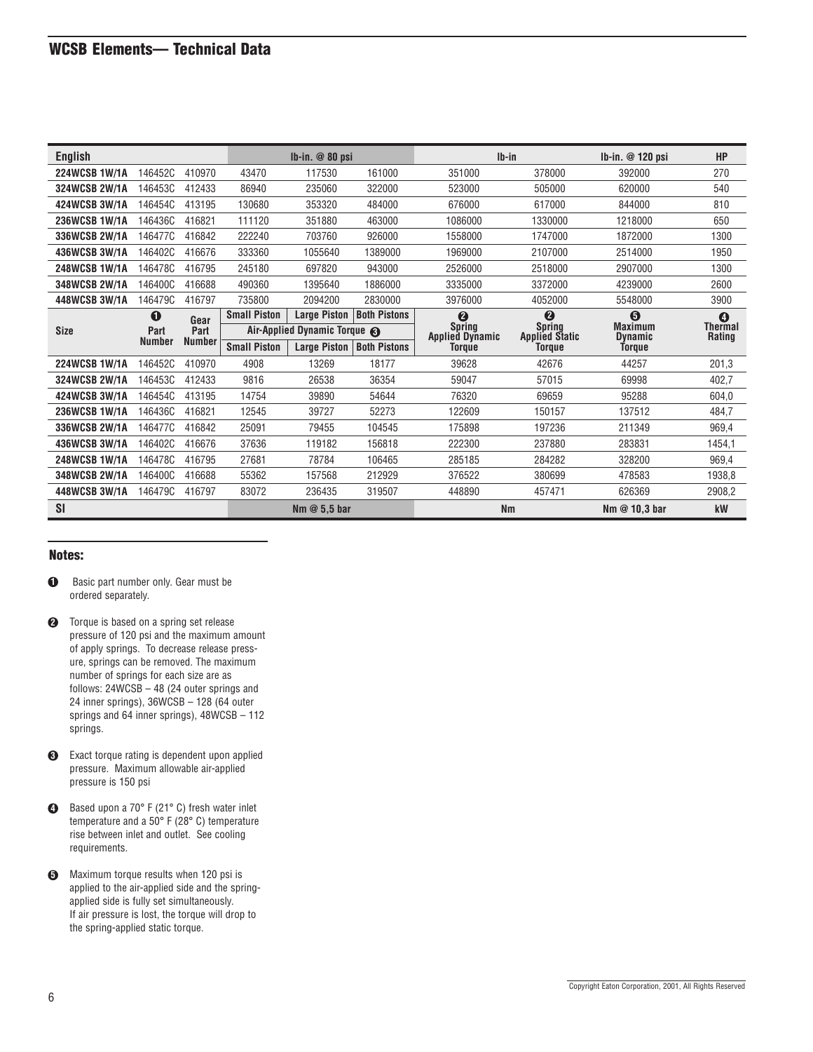## WCSB Elements— Technical Data

| English | | | lb-in. @ 80 psi | | | lb-in | | lb-in. @ 120 psi | HP |
|---|---|---|---|---|---|---|---|---|---|
| 224WCSB 1W/1A | 146452C | 410970 | 43470 | 117530 | 161000 | 351000 | 378000 | 392000 | 270 |
| 324WCSB 2W/1A | 146453C | 412433 | 86940 | 235060 | 322000 | 523000 | 505000 | 620000 | 540 |
| 424WCSB 3W/1A | 146454C | 413195 | 130680 | 353320 | 484000 | 676000 | 617000 | 844000 | 810 |
| 236WCSB 1W/1A | 146436C | 416821 | 111120 | 351880 | 463000 | 1086000 | 1330000 | 1218000 | 650 |
| 336WCSB 2W/1A | 146477C | 416842 | 222240 | 703760 | 926000 | 1558000 | 1747000 | 1872000 | 1300 |
| 436WCSB 3W/1A | 146402C | 416676 | 333360 | 1055640 | 1389000 | 1969000 | 2107000 | 2514000 | 1950 |
| 248WCSB 1W/1A | 146478C | 416795 | 245180 | 697820 | 943000 | 2526000 | 2518000 | 2907000 | 1300 |
| 348WCSB 2W/1A | 146400C | 416688 | 490360 | 1395640 | 1886000 | 3335000 | 3372000 | 4239000 | 2600 |
| 448WCSB 3W/1A | 146479C | 416797 | 735800 | 2094200 | 2830000 | 3976000 | 4052000 | 5548000 | 3900 |
| Size | ❶ Part Number | Gear Part Number | Small Piston | Large Piston | Both Pistons | ❷ Spring Applied Dynamic Torque | ❷ Spring Applied Static Torque | ❺ Maximum Dynamic Torque | ❹ Thermal Rating |
| | | | Air-Applied Dynamic Torque ❸ | | | | | | |
| | | | Small Piston | Large Piston | Both Pistons | | | | |
| 224WCSB 1W/1A | 146452C | 410970 | 4908 | 13269 | 18177 | 39628 | 42676 | 44257 | 201,3 |
| 324WCSB 2W/1A | 146453C | 412433 | 9816 | 26538 | 36354 | 59047 | 57015 | 69998 | 402,7 |
| 424WCSB 3W/1A | 146454C | 413195 | 14754 | 39890 | 54644 | 76320 | 69659 | 95288 | 604,0 |
| 236WCSB 1W/1A | 146436C | 416821 | 12545 | 39727 | 52273 | 122609 | 150157 | 137512 | 484,7 |
| 336WCSB 2W/1A | 146477C | 416842 | 25091 | 79455 | 104545 | 175898 | 197236 | 211349 | 969,4 |
| 436WCSB 3W/1A | 146402C | 416676 | 37636 | 119182 | 156818 | 222300 | 237880 | 283831 | 1454,1 |
| 248WCSB 1W/1A | 146478C | 416795 | 27681 | 78784 | 106465 | 285185 | 284282 | 328200 | 969,4 |
| 348WCSB 2W/1A | 146400C | 416688 | 55362 | 157568 | 212929 | 376522 | 380699 | 478583 | 1938,8 |
| 448WCSB 3W/1A | 146479C | 416797 | 83072 | 236435 | 319507 | 448890 | 457471 | 626369 | 2908,2 |
| SI | | | Nm @ 5,5 bar | | | Nm | | Nm @ 10,3 bar | kW |

### Notes:

❶ Basic part number only. Gear must be ordered separately.

❷ Torque is based on a spring set release pressure of 120 psi and the maximum amount of apply springs. To decrease release pressure, springs can be removed. The maximum number of springs for each size are as follows: 24WCSB – 48 (24 outer springs and 24 inner springs), 36WCSB – 128 (64 outer springs and 64 inner springs), 48WCSB – 112 springs.

❸ Exact torque rating is dependent upon applied pressure. Maximum allowable air-applied pressure is 150 psi

❹ Based upon a 70° F (21° C) fresh water inlet temperature and a 50° F (28° C) temperature rise between inlet and outlet. See cooling requirements.

❺ Maximum torque results when 120 psi is applied to the air-applied side and the spring-applied side is fully set simultaneously. If air pressure is lost, the torque will drop to the spring-applied static torque.

Copyright Eaton Corporation, 2001, All Rights Reserved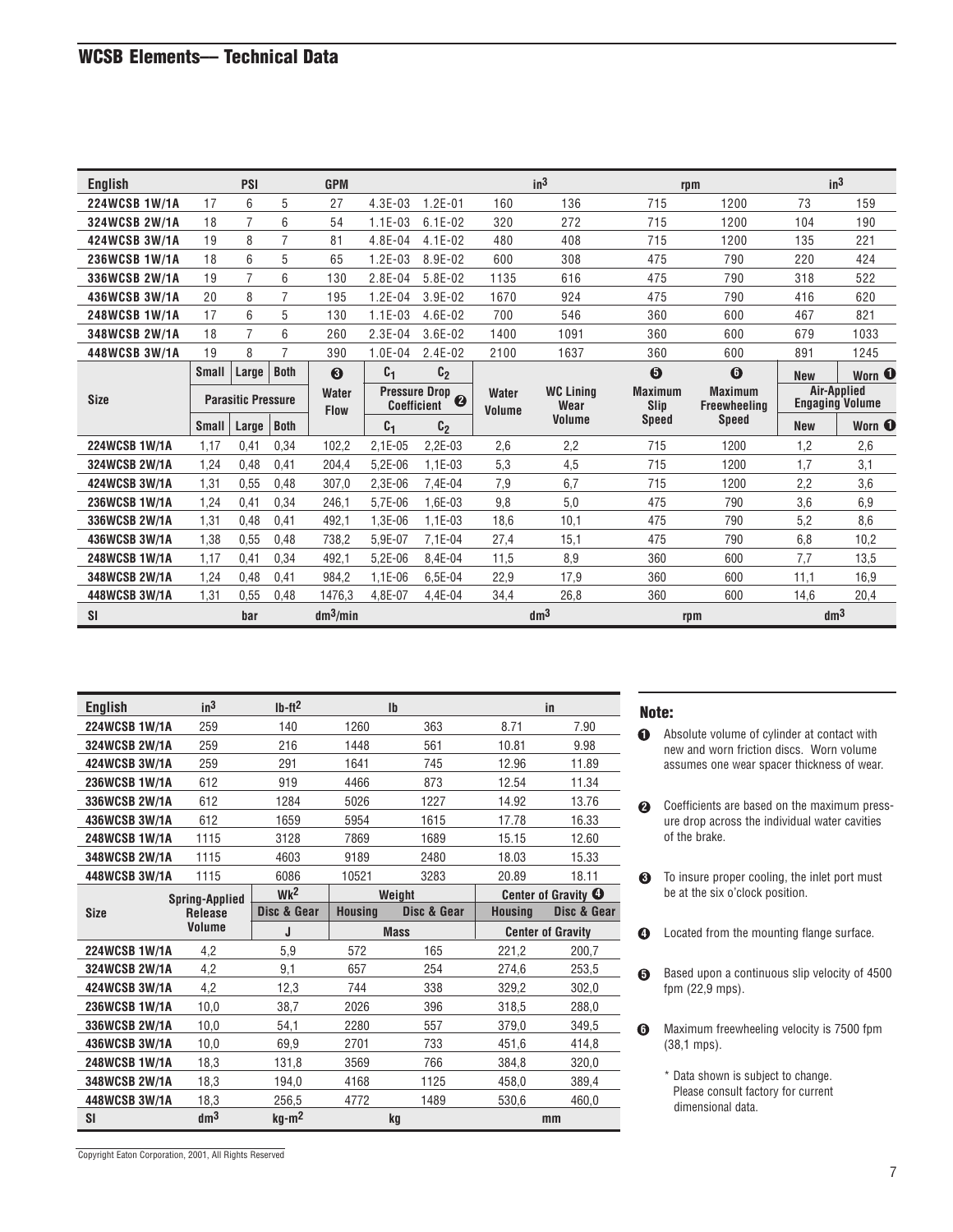## WCSB Elements— Technical Data

| English | PSI | | | GPM | | | in³ | | rpm | | in³ | |
|---|---|---|---|---|---|---|---|---|---|---|---|---|
| 224WCSB 1W/1A | 17 | 6 | 5 | 27 | 4.3E-03 | 1.2E-01 | 160 | 136 | 715 | 1200 | 73 | 159 |
| 324WCSB 2W/1A | 18 | 7 | 6 | 54 | 1.1E-03 | 6.1E-02 | 320 | 272 | 715 | 1200 | 104 | 190 |
| 424WCSB 3W/1A | 19 | 8 | 7 | 81 | 4.8E-04 | 4.1E-02 | 480 | 408 | 715 | 1200 | 135 | 221 |
| 236WCSB 1W/1A | 18 | 6 | 5 | 65 | 1.2E-03 | 8.9E-02 | 600 | 308 | 475 | 790 | 220 | 424 |
| 336WCSB 2W/1A | 19 | 7 | 6 | 130 | 2.8E-04 | 5.8E-02 | 1135 | 616 | 475 | 790 | 318 | 522 |
| 436WCSB 3W/1A | 20 | 8 | 7 | 195 | 1.2E-04 | 3.9E-02 | 1670 | 924 | 475 | 790 | 416 | 620 |
| 248WCSB 1W/1A | 17 | 6 | 5 | 130 | 1.1E-03 | 4.6E-02 | 700 | 546 | 360 | 600 | 467 | 821 |
| 348WCSB 2W/1A | 18 | 7 | 6 | 260 | 2.3E-04 | 3.6E-02 | 1400 | 1091 | 360 | 600 | 679 | 1033 |
| 448WCSB 3W/1A | 19 | 8 | 7 | 390 | 1.0E-04 | 2.4E-02 | 2100 | 1637 | 360 | 600 | 891 | 1245 |
| Size | Small | Large | Both | ❸ | $C_1$ | $C_2$ | | | ❺ | ❻ | New | Worn ❶ |
| | Parasitic Pressure | | | Water Flow | Pressure Drop Coefficient ❷ | | Water Volume | WC Lining Wear Volume | Maximum Slip Speed | Maximum Freewheeling Speed | Air-Applied Engaging Volume | |
| | Small | Large | Both | | $C_1$ | $C_2$ | | | | | New | Worn ❶ |
| 224WCSB 1W/1A | 1,17 | 0,41 | 0,34 | 102,2 | 2,1E-05 | 2,2E-03 | 2,6 | 2,2 | 715 | 1200 | 1,2 | 2,6 |
| 324WCSB 2W/1A | 1,24 | 0,48 | 0,41 | 204,4 | 5,2E-06 | 1,1E-03 | 5,3 | 4,5 | 715 | 1200 | 1,7 | 3,1 |
| 424WCSB 3W/1A | 1,31 | 0,55 | 0,48 | 307,0 | 2,3E-06 | 7,4E-04 | 7,9 | 6,7 | 715 | 1200 | 2,2 | 3,6 |
| 236WCSB 1W/1A | 1,24 | 0,41 | 0,34 | 246,1 | 5,7E-06 | 1,6E-03 | 9,8 | 5,0 | 475 | 790 | 3,6 | 6,9 |
| 336WCSB 2W/1A | 1,31 | 0,48 | 0,41 | 492,1 | 1,3E-06 | 1,1E-03 | 18,6 | 10,1 | 475 | 790 | 5,2 | 8,6 |
| 436WCSB 3W/1A | 1,38 | 0,55 | 0,48 | 738,2 | 5,9E-07 | 7,1E-04 | 27,4 | 15,1 | 475 | 790 | 6,8 | 10,2 |
| 248WCSB 1W/1A | 1,17 | 0,41 | 0,34 | 492,1 | 5,2E-06 | 8,4E-04 | 11,5 | 8,9 | 360 | 600 | 7,7 | 13,5 |
| 348WCSB 2W/1A | 1,24 | 0,48 | 0,41 | 984,2 | 1,1E-06 | 6,5E-04 | 22,9 | 17,9 | 360 | 600 | 11,1 | 16,9 |
| 448WCSB 3W/1A | 1,31 | 0,55 | 0,48 | 1476,3 | 4,8E-07 | 4,4E-04 | 34,4 | 26,8 | 360 | 600 | 14,6 | 20,4 |
| SI | bar | | | dm³/min | | | dm³ | | rpm | | dm³ | |

| English | in³ | lb-ft² | lb | | in | |
|---|---|---|---|---|---|---|
| 224WCSB 1W/1A | 259 | 140 | 1260 | 363 | 8.71 | 7.90 |
| 324WCSB 2W/1A | 259 | 216 | 1448 | 561 | 10.81 | 9.98 |
| 424WCSB 3W/1A | 259 | 291 | 1641 | 745 | 12.96 | 11.89 |
| 236WCSB 1W/1A | 612 | 919 | 4466 | 873 | 12.54 | 11.34 |
| 336WCSB 2W/1A | 612 | 1284 | 5026 | 1227 | 14.92 | 13.76 |
| 436WCSB 3W/1A | 612 | 1659 | 5954 | 1615 | 17.78 | 16.33 |
| 248WCSB 1W/1A | 1115 | 3128 | 7869 | 1689 | 15.15 | 12.60 |
| 348WCSB 2W/1A | 1115 | 4603 | 9189 | 2480 | 18.03 | 15.33 |
| 448WCSB 3W/1A | 1115 | 6086 | 10521 | 3283 | 20.89 | 18.11 |
| Size | Spring-Applied Release Volume | Wk² | Weight | | Center of Gravity ❹ | |
| | | Disc & Gear | Housing | Disc & Gear | Housing | Disc & Gear |
| | | J | Mass | | Center of Gravity | |
| 224WCSB 1W/1A | 4,2 | 5,9 | 572 | 165 | 221,2 | 200,7 |
| 324WCSB 2W/1A | 4,2 | 9,1 | 657 | 254 | 274,6 | 253,5 |
| 424WCSB 3W/1A | 4,2 | 12,3 | 744 | 338 | 329,2 | 302,0 |
| 236WCSB 1W/1A | 10,0 | 38,7 | 2026 | 396 | 318,5 | 288,0 |
| 336WCSB 2W/1A | 10,0 | 54,1 | 2280 | 557 | 379,0 | 349,5 |
| 436WCSB 3W/1A | 10,0 | 69,9 | 2701 | 733 | 451,6 | 414,8 |
| 248WCSB 1W/1A | 18,3 | 131,8 | 3569 | 766 | 384,8 | 320,0 |
| 348WCSB 2W/1A | 18,3 | 194,0 | 4168 | 1125 | 458,0 | 389,4 |
| 448WCSB 3W/1A | 18,3 | 256,5 | 4772 | 1489 | 530,6 | 460,0 |
| SI | dm³ | kg-m² | kg | | mm | |

**Note:**

❶ Absolute volume of cylinder at contact with new and worn friction discs. Worn volume assumes one wear spacer thickness of wear.

❷ Coefficients are based on the maximum pressure drop across the individual water cavities of the brake.

❸ To insure proper cooling, the inlet port must be at the six o'clock position.

❹ Located from the mounting flange surface.

❺ Based upon a continuous slip velocity of 4500 fpm (22,9 mps).

❻ Maximum freewheeling velocity is 7500 fpm (38,1 mps).

\* Data shown is subject to change. Please consult factory for current dimensional data.

Copyright Eaton Corporation, 2001, All Rights Reserved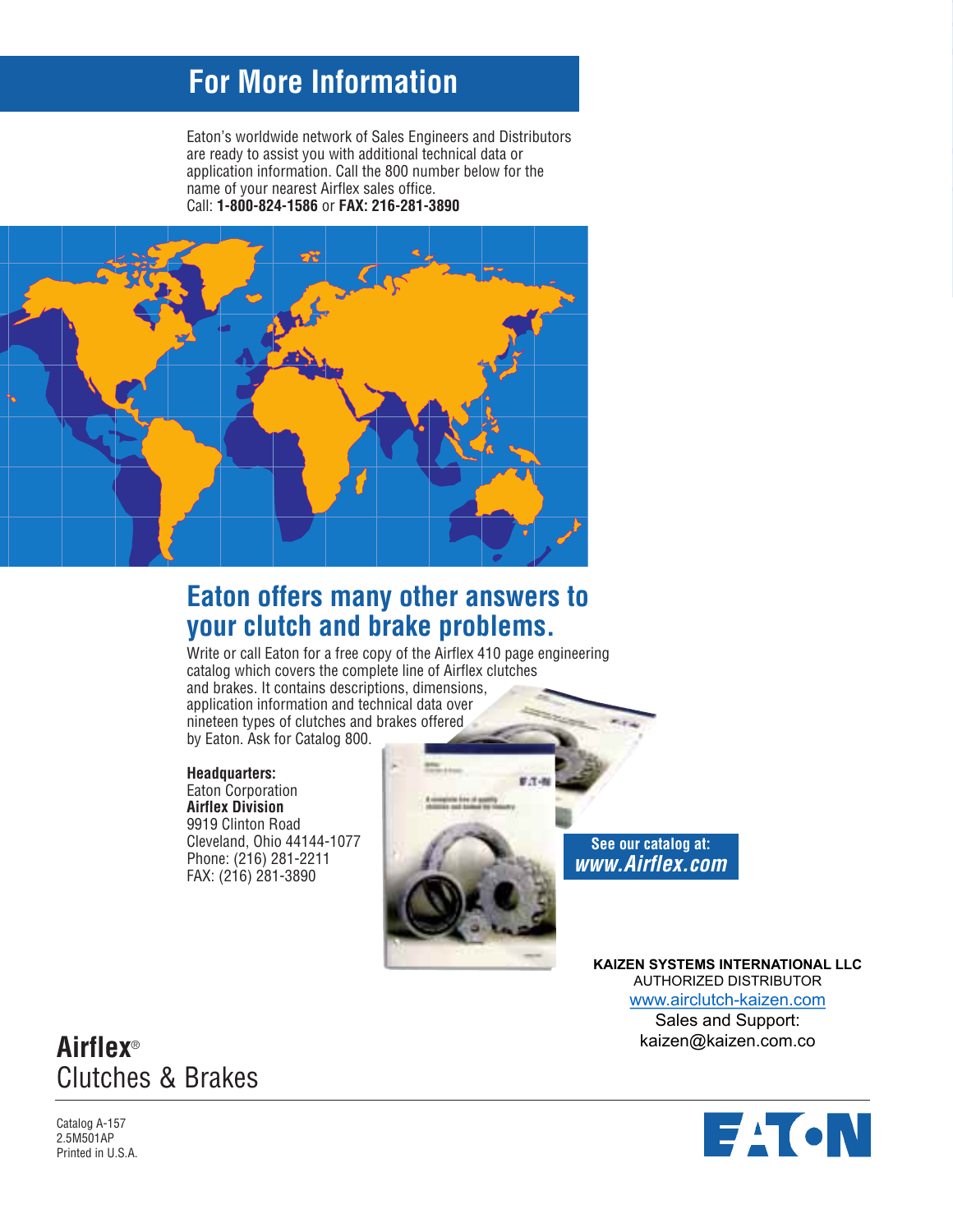# For More Information

Eaton's worldwide network of Sales Engineers and Distributors are ready to assist you with additional technical data or application information. Call the 800 number below for the name of your nearest Airflex sales office.
Call: **1-800-824-1586** or **FAX: 216-281-3890**

## Eaton offers many other answers to your clutch and brake problems.

Write or call Eaton for a free copy of the Airflex 410 page engineering catalog which covers the complete line of Airflex clutches and brakes. It contains descriptions, dimensions, application information and technical data over nineteen types of clutches and brakes offered by Eaton. Ask for Catalog 800.

**Headquarters:**
Eaton Corporation
**Airflex Division**
9919 Clinton Road
Cleveland, Ohio 44144-1077
Phone: (216) 281-2211
FAX: (216) 281-3890

**See our catalog at:**
***www.Airflex.com***

**KAIZEN SYSTEMS INTERNATIONAL LLC**
AUTHORIZED DISTRIBUTOR
www.airclutch-kaizen.com
Sales and Support:
kaizen@kaizen.com.co

**Airflex®**
Clutches & Brakes

Catalog A-157
2.5M501AP
Printed in U.S.A.

EATON